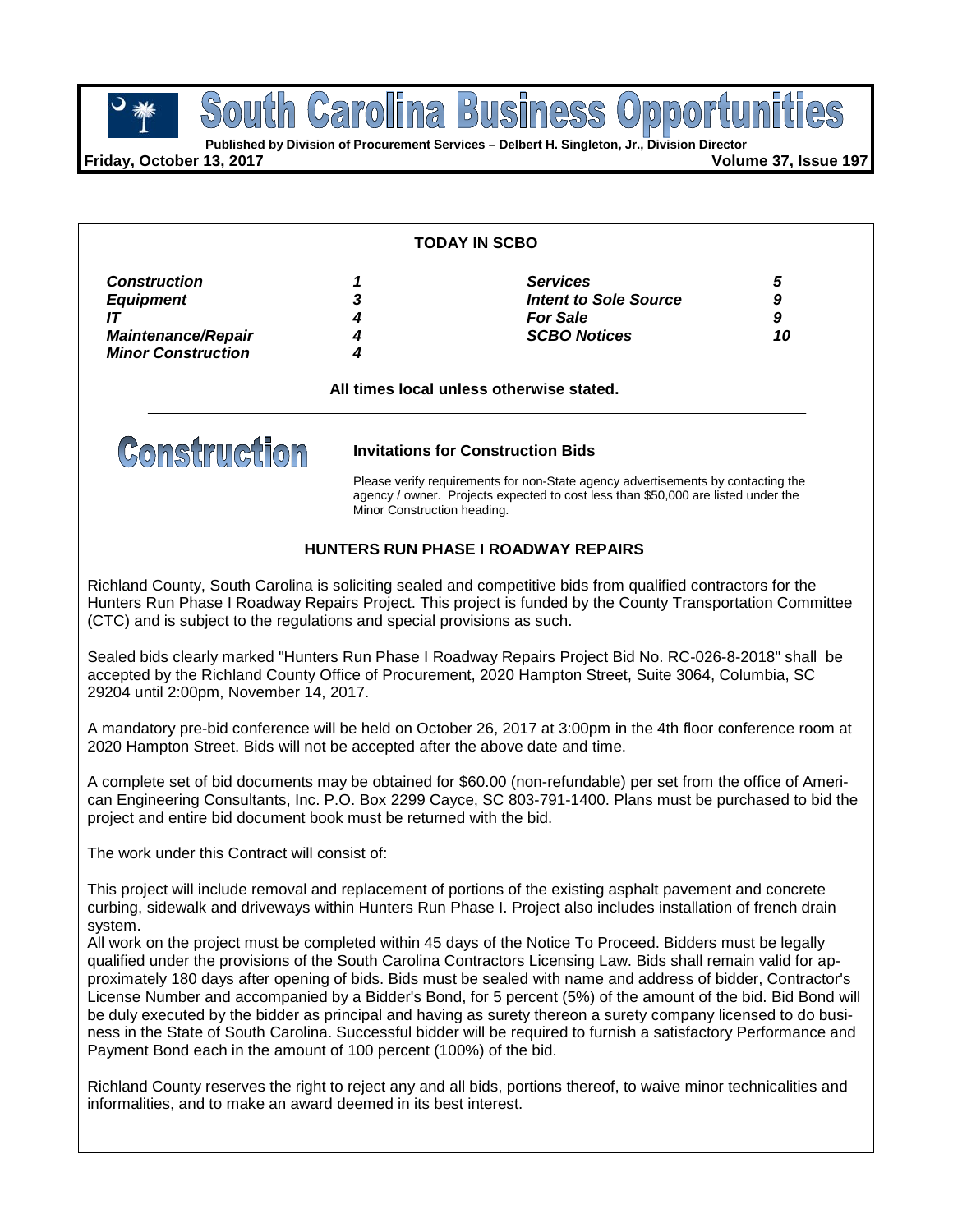# South Carolina Business Opportunities

**Published by Division of Procurement Services – Delbert H. Singleton, Jr., Division Director**

**Friday, October 13, 2017** **Volume 37, Issue 197**

**TODAY IN SCBO**

| | | | |
|---|---|---|---|
| ***Construction*** | ***1*** | ***Services*** | ***5*** |
| ***Equipment*** | ***3*** | ***Intent to Sole Source*** | ***9*** |
| ***IT*** | ***4*** | ***For Sale*** | ***9*** |
| ***Maintenance/Repair*** | ***4*** | ***SCBO Notices*** | ***10*** |
| ***Minor Construction*** | ***4*** | | |

**All times local unless otherwise stated.**

# Construction

### Invitations for Construction Bids

Please verify requirements for non-State agency advertisements by contacting the agency / owner. Projects expected to cost less than $50,000 are listed under the Minor Construction heading.

## HUNTERS RUN PHASE I ROADWAY REPAIRS

Richland County, South Carolina is soliciting sealed and competitive bids from qualified contractors for the Hunters Run Phase I Roadway Repairs Project. This project is funded by the County Transportation Committee (CTC) and is subject to the regulations and special provisions as such.

Sealed bids clearly marked "Hunters Run Phase I Roadway Repairs Project Bid No. RC-026-8-2018" shall be accepted by the Richland County Office of Procurement, 2020 Hampton Street, Suite 3064, Columbia, SC 29204 until 2:00pm, November 14, 2017.

A mandatory pre-bid conference will be held on October 26, 2017 at 3:00pm in the 4th floor conference room at 2020 Hampton Street. Bids will not be accepted after the above date and time.

A complete set of bid documents may be obtained for $60.00 (non-refundable) per set from the office of American Engineering Consultants, Inc. P.O. Box 2299 Cayce, SC 803-791-1400. Plans must be purchased to bid the project and entire bid document book must be returned with the bid.

The work under this Contract will consist of:

This project will include removal and replacement of portions of the existing asphalt pavement and concrete curbing, sidewalk and driveways within Hunters Run Phase I. Project also includes installation of french drain system.

All work on the project must be completed within 45 days of the Notice To Proceed. Bidders must be legally qualified under the provisions of the South Carolina Contractors Licensing Law. Bids shall remain valid for approximately 180 days after opening of bids. Bids must be sealed with name and address of bidder, Contractor's License Number and accompanied by a Bidder's Bond, for 5 percent (5%) of the amount of the bid. Bid Bond will be duly executed by the bidder as principal and having as surety thereon a surety company licensed to do business in the State of South Carolina. Successful bidder will be required to furnish a satisfactory Performance and Payment Bond each in the amount of 100 percent (100%) of the bid.

Richland County reserves the right to reject any and all bids, portions thereof, to waive minor technicalities and informalities, and to make an award deemed in its best interest.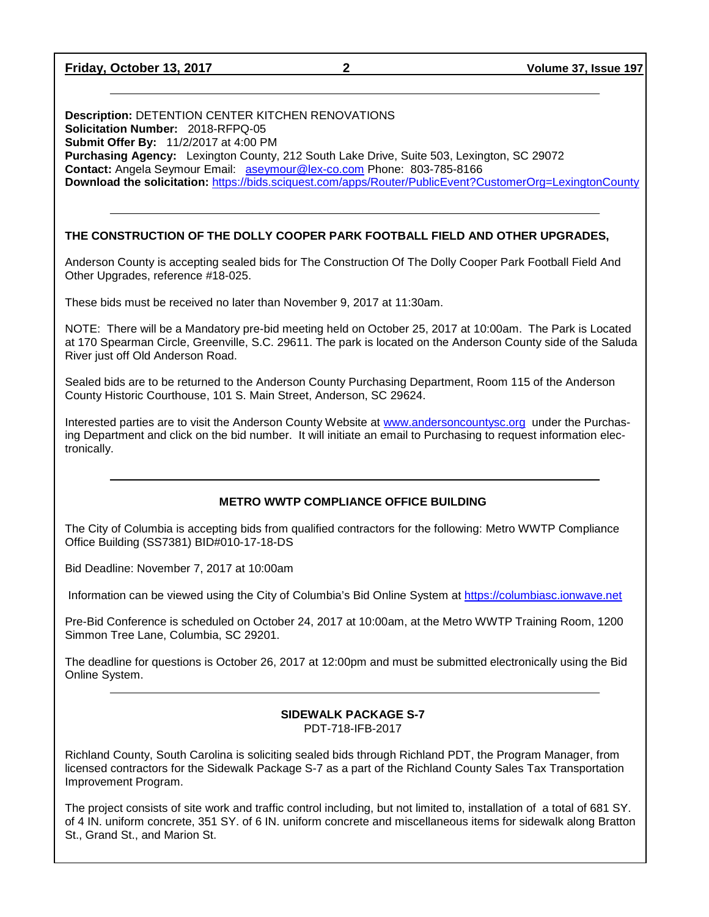**Description:** DETENTION CENTER KITCHEN RENOVATIONS
**Solicitation Number:** 2018-RFPQ-05
**Submit Offer By:** 11/2/2017 at 4:00 PM
**Purchasing Agency:** Lexington County, 212 South Lake Drive, Suite 503, Lexington, SC 29072
**Contact:** Angela Seymour Email: aseymour@lex-co.com Phone: 803-785-8166
**Download the solicitation:** https://bids.sciquest.com/apps/Router/PublicEvent?CustomerOrg=LexingtonCounty

---

**THE CONSTRUCTION OF THE DOLLY COOPER PARK FOOTBALL FIELD AND OTHER UPGRADES,**

Anderson County is accepting sealed bids for The Construction Of The Dolly Cooper Park Football Field And Other Upgrades, reference #18-025.

These bids must be received no later than November 9, 2017 at 11:30am.

NOTE: There will be a Mandatory pre-bid meeting held on October 25, 2017 at 10:00am. The Park is Located at 170 Spearman Circle, Greenville, S.C. 29611. The park is located on the Anderson County side of the Saluda River just off Old Anderson Road.

Sealed bids are to be returned to the Anderson County Purchasing Department, Room 115 of the Anderson County Historic Courthouse, 101 S. Main Street, Anderson, SC 29624.

Interested parties are to visit the Anderson County Website at www.andersoncountysc.org under the Purchasing Department and click on the bid number. It will initiate an email to Purchasing to request information electronically.

---

**METRO WWTP COMPLIANCE OFFICE BUILDING**

The City of Columbia is accepting bids from qualified contractors for the following: Metro WWTP Compliance Office Building (SS7381) BID#010-17-18-DS

Bid Deadline: November 7, 2017 at 10:00am

Information can be viewed using the City of Columbia's Bid Online System at https://columbiasc.ionwave.net

Pre-Bid Conference is scheduled on October 24, 2017 at 10:00am, at the Metro WWTP Training Room, 1200 Simmon Tree Lane, Columbia, SC 29201.

The deadline for questions is October 26, 2017 at 12:00pm and must be submitted electronically using the Bid Online System.

---

**SIDEWALK PACKAGE S-7**
PDT-718-IFB-2017

Richland County, South Carolina is soliciting sealed bids through Richland PDT, the Program Manager, from licensed contractors for the Sidewalk Package S-7 as a part of the Richland County Sales Tax Transportation Improvement Program.

The project consists of site work and traffic control including, but not limited to, installation of a total of 681 SY. of 4 IN. uniform concrete, 351 SY. of 6 IN. uniform concrete and miscellaneous items for sidewalk along Bratton St., Grand St., and Marion St.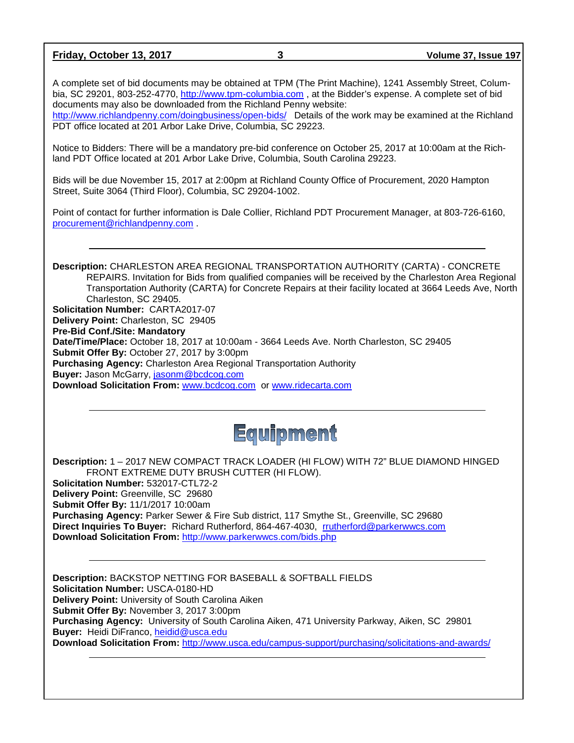A complete set of bid documents may be obtained at TPM (The Print Machine), 1241 Assembly Street, Columbia, SC 29201, 803-252-4770, http://www.tpm-columbia.com , at the Bidder's expense. A complete set of bid documents may also be downloaded from the Richland Penny website: http://www.richlandpenny.com/doingbusiness/open-bids/ Details of the work may be examined at the Richland PDT office located at 201 Arbor Lake Drive, Columbia, SC 29223.

Notice to Bidders: There will be a mandatory pre-bid conference on October 25, 2017 at 10:00am at the Richland PDT Office located at 201 Arbor Lake Drive, Columbia, South Carolina 29223.

Bids will be due November 15, 2017 at 2:00pm at Richland County Office of Procurement, 2020 Hampton Street, Suite 3064 (Third Floor), Columbia, SC 29204-1002.

Point of contact for further information is Dale Collier, Richland PDT Procurement Manager, at 803-726-6160, procurement@richlandpenny.com .

---

**Description:** CHARLESTON AREA REGIONAL TRANSPORTATION AUTHORITY (CARTA) - CONCRETE REPAIRS. Invitation for Bids from qualified companies will be received by the Charleston Area Regional Transportation Authority (CARTA) for Concrete Repairs at their facility located at 3664 Leeds Ave, North Charleston, SC 29405.
**Solicitation Number:** CARTA2017-07
**Delivery Point:** Charleston, SC 29405
**Pre-Bid Conf./Site: Mandatory**
**Date/Time/Place:** October 18, 2017 at 10:00am - 3664 Leeds Ave. North Charleston, SC 29405
**Submit Offer By:** October 27, 2017 by 3:00pm
**Purchasing Agency:** Charleston Area Regional Transportation Authority
**Buyer:** Jason McGarry, jasonm@bcdcog.com
**Download Solicitation From:** www.bcdcog.com or www.ridecarta.com

---

# Equipment

**Description:** 1 – 2017 NEW COMPACT TRACK LOADER (HI FLOW) WITH 72" BLUE DIAMOND HINGED FRONT EXTREME DUTY BRUSH CUTTER (HI FLOW).
**Solicitation Number:** 532017-CTL72-2
**Delivery Point:** Greenville, SC 29680
**Submit Offer By:** 11/1/2017 10:00am
**Purchasing Agency:** Parker Sewer & Fire Sub district, 117 Smythe St., Greenville, SC 29680
**Direct Inquiries To Buyer:** Richard Rutherford, 864-467-4030, rrutherford@parkerwwcs.com
**Download Solicitation From:** http://www.parkerwwcs.com/bids.php

---

**Description:** BACKSTOP NETTING FOR BASEBALL & SOFTBALL FIELDS
**Solicitation Number:** USCA-0180-HD
**Delivery Point:** University of South Carolina Aiken
**Submit Offer By:** November 3, 2017 3:00pm
**Purchasing Agency:** University of South Carolina Aiken, 471 University Parkway, Aiken, SC 29801
**Buyer:** Heidi DiFranco, heidid@usca.edu
**Download Solicitation From:** http://www.usca.edu/campus-support/purchasing/solicitations-and-awards/

---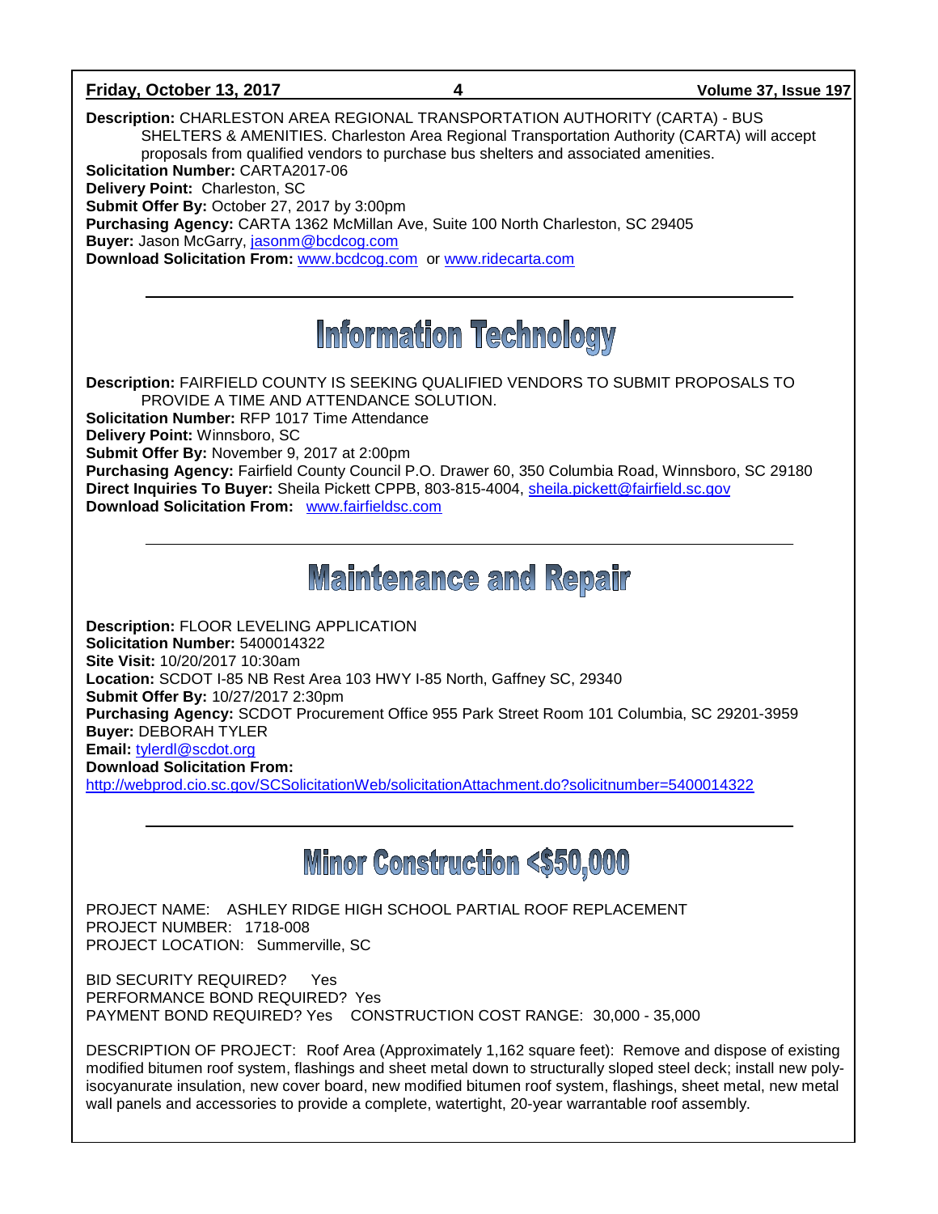**Description:** CHARLESTON AREA REGIONAL TRANSPORTATION AUTHORITY (CARTA) - BUS SHELTERS & AMENITIES. Charleston Area Regional Transportation Authority (CARTA) will accept proposals from qualified vendors to purchase bus shelters and associated amenities.
**Solicitation Number:** CARTA2017-06
**Delivery Point:** Charleston, SC
**Submit Offer By:** October 27, 2017 by 3:00pm
**Purchasing Agency:** CARTA 1362 McMillan Ave, Suite 100 North Charleston, SC 29405
**Buyer:** Jason McGarry, jasonm@bcdcog.com
**Download Solicitation From:** www.bcdcog.com or www.ridecarta.com

---

# Information Technology

**Description:** FAIRFIELD COUNTY IS SEEKING QUALIFIED VENDORS TO SUBMIT PROPOSALS TO PROVIDE A TIME AND ATTENDANCE SOLUTION.
**Solicitation Number:** RFP 1017 Time Attendance
**Delivery Point:** Winnsboro, SC
**Submit Offer By:** November 9, 2017 at 2:00pm
**Purchasing Agency:** Fairfield County Council P.O. Drawer 60, 350 Columbia Road, Winnsboro, SC 29180
**Direct Inquiries To Buyer:** Sheila Pickett CPPB, 803-815-4004, sheila.pickett@fairfield.sc.gov
**Download Solicitation From:** www.fairfieldsc.com

---

# Maintenance and Repair

**Description:** FLOOR LEVELING APPLICATION
**Solicitation Number:** 5400014322
**Site Visit:** 10/20/2017 10:30am
**Location:** SCDOT I-85 NB Rest Area 103 HWY I-85 North, Gaffney SC, 29340
**Submit Offer By:** 10/27/2017 2:30pm
**Purchasing Agency:** SCDOT Procurement Office 955 Park Street Room 101 Columbia, SC 29201-3959
**Buyer:** DEBORAH TYLER
**Email:** tylerdl@scdot.org
**Download Solicitation From:**
http://webprod.cio.sc.gov/SCSolicitationWeb/solicitationAttachment.do?solicitnumber=5400014322

---

# Minor Construction <$50,000

PROJECT NAME: ASHLEY RIDGE HIGH SCHOOL PARTIAL ROOF REPLACEMENT
PROJECT NUMBER: 1718-008
PROJECT LOCATION: Summerville, SC

BID SECURITY REQUIRED? Yes
PERFORMANCE BOND REQUIRED? Yes
PAYMENT BOND REQUIRED? Yes CONSTRUCTION COST RANGE: 30,000 - 35,000

DESCRIPTION OF PROJECT: Roof Area (Approximately 1,162 square feet): Remove and dispose of existing modified bitumen roof system, flashings and sheet metal down to structurally sloped steel deck; install new poly-isocyanurate insulation, new cover board, new modified bitumen roof system, flashings, sheet metal, new metal wall panels and accessories to provide a complete, watertight, 20-year warrantable roof assembly.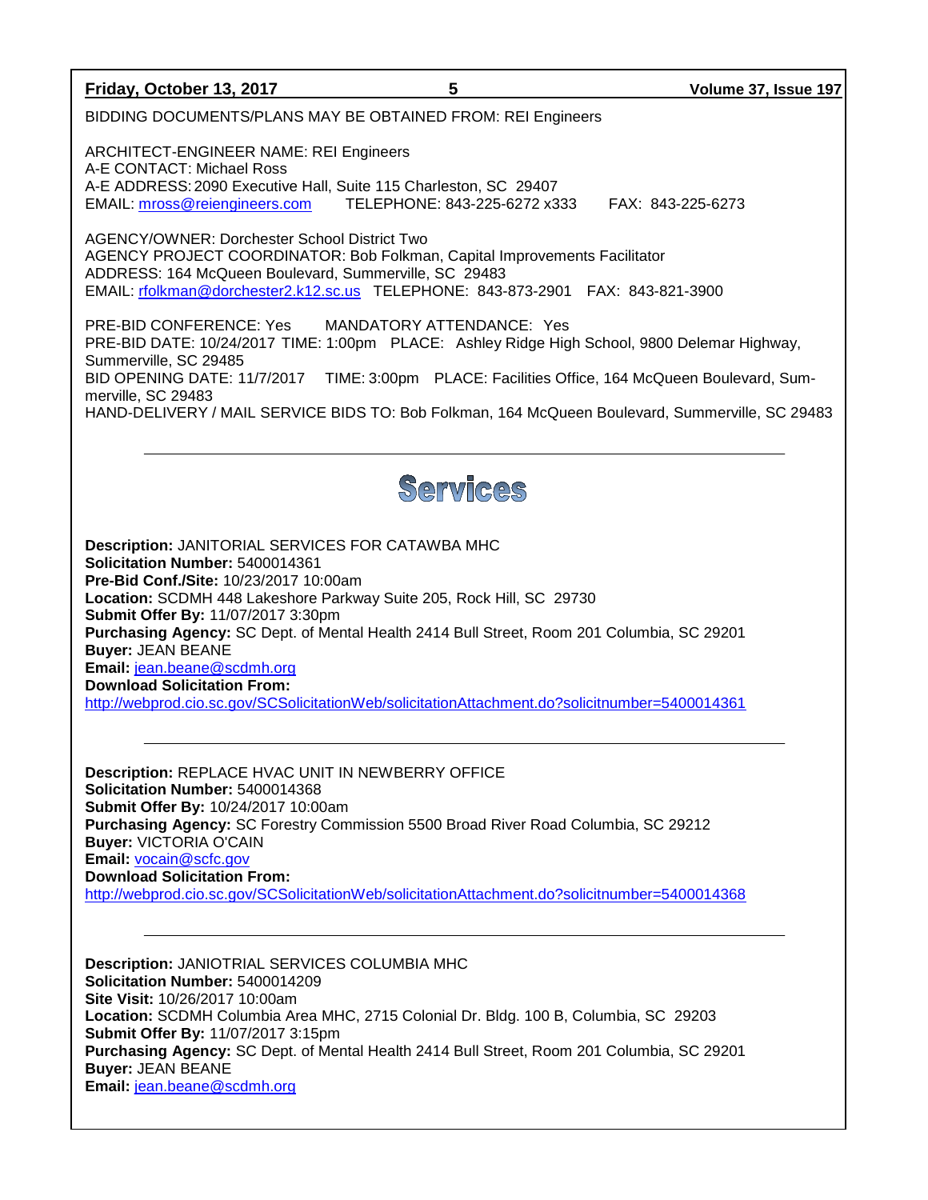BIDDING DOCUMENTS/PLANS MAY BE OBTAINED FROM: REI Engineers

ARCHITECT-ENGINEER NAME: REI Engineers
A-E CONTACT: Michael Ross
A-E ADDRESS: 2090 Executive Hall, Suite 115 Charleston, SC 29407
EMAIL: mross@reiengineers.com TELEPHONE: 843-225-6272 x333 FAX: 843-225-6273

AGENCY/OWNER: Dorchester School District Two
AGENCY PROJECT COORDINATOR: Bob Folkman, Capital Improvements Facilitator
ADDRESS: 164 McQueen Boulevard, Summerville, SC 29483
EMAIL: rfolkman@dorchester2.k12.sc.us TELEPHONE: 843-873-2901 FAX: 843-821-3900

PRE-BID CONFERENCE: Yes MANDATORY ATTENDANCE: Yes
PRE-BID DATE: 10/24/2017 TIME: 1:00pm PLACE: Ashley Ridge High School, 9800 Delemar Highway, Summerville, SC 29485
BID OPENING DATE: 11/7/2017 TIME: 3:00pm PLACE: Facilities Office, 164 McQueen Boulevard, Summerville, SC 29483
HAND-DELIVERY / MAIL SERVICE BIDS TO: Bob Folkman, 164 McQueen Boulevard, Summerville, SC 29483

---

# Services

**Description:** JANITORIAL SERVICES FOR CATAWBA MHC
**Solicitation Number:** 5400014361
**Pre-Bid Conf./Site:** 10/23/2017 10:00am
**Location:** SCDMH 448 Lakeshore Parkway Suite 205, Rock Hill, SC 29730
**Submit Offer By:** 11/07/2017 3:30pm
**Purchasing Agency:** SC Dept. of Mental Health 2414 Bull Street, Room 201 Columbia, SC 29201
**Buyer:** JEAN BEANE
**Email:** jean.beane@scdmh.org
**Download Solicitation From:**
http://webprod.cio.sc.gov/SCSolicitationWeb/solicitationAttachment.do?solicitnumber=5400014361

---

**Description:** REPLACE HVAC UNIT IN NEWBERRY OFFICE
**Solicitation Number:** 5400014368
**Submit Offer By:** 10/24/2017 10:00am
**Purchasing Agency:** SC Forestry Commission 5500 Broad River Road Columbia, SC 29212
**Buyer:** VICTORIA O'CAIN
**Email:** vocain@scfc.gov
**Download Solicitation From:**
http://webprod.cio.sc.gov/SCSolicitationWeb/solicitationAttachment.do?solicitnumber=5400014368

---

**Description:** JANIOTRIAL SERVICES COLUMBIA MHC
**Solicitation Number:** 5400014209
**Site Visit:** 10/26/2017 10:00am
**Location:** SCDMH Columbia Area MHC, 2715 Colonial Dr. Bldg. 100 B, Columbia, SC 29203
**Submit Offer By:** 11/07/2017 3:15pm
**Purchasing Agency:** SC Dept. of Mental Health 2414 Bull Street, Room 201 Columbia, SC 29201
**Buyer:** JEAN BEANE
**Email:** jean.beane@scdmh.org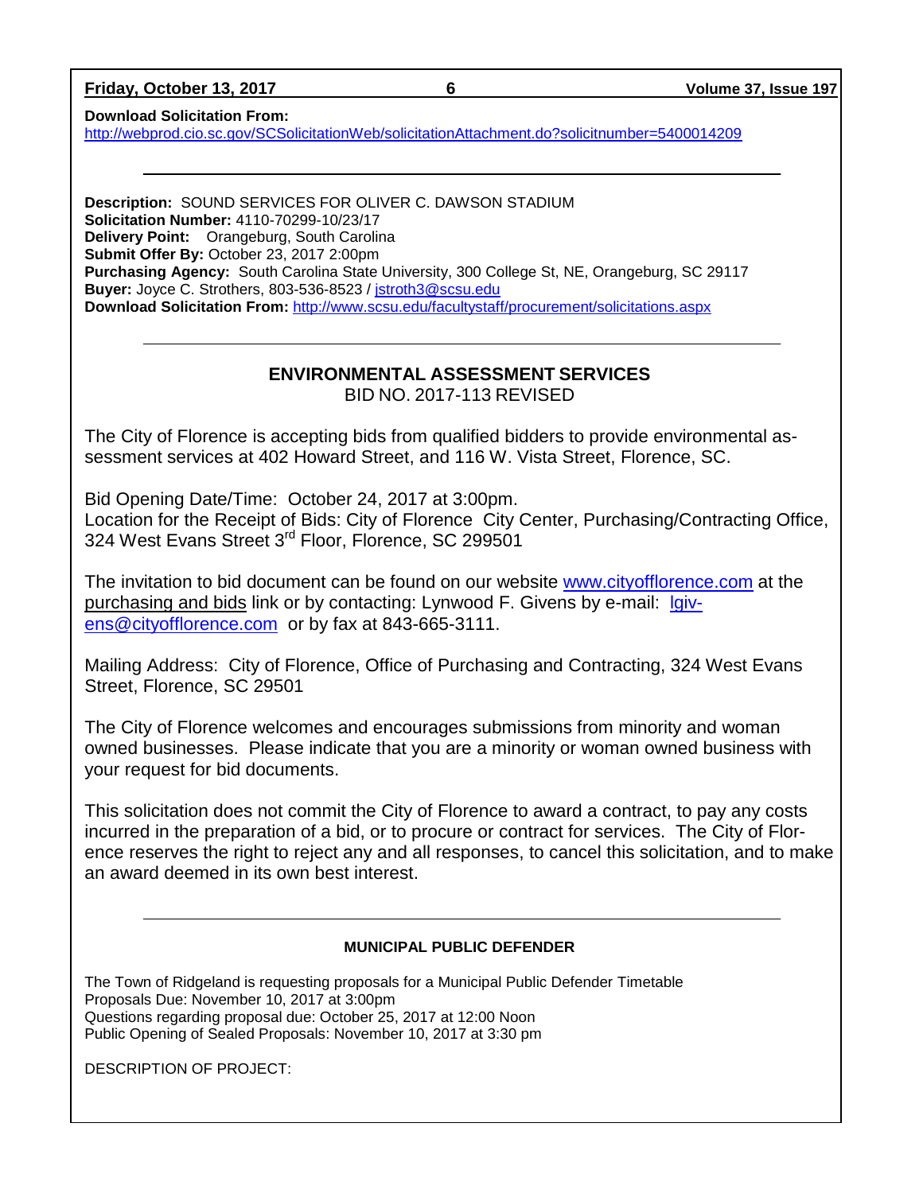**Download Solicitation From:**
http://webprod.cio.sc.gov/SCSolicitationWeb/solicitationAttachment.do?solicitnumber=5400014209

---

**Description:** SOUND SERVICES FOR OLIVER C. DAWSON STADIUM
**Solicitation Number:** 4110-70299-10/23/17
**Delivery Point:** Orangeburg, South Carolina
**Submit Offer By:** October 23, 2017 2:00pm
**Purchasing Agency:** South Carolina State University, 300 College St, NE, Orangeburg, SC 29117
**Buyer:** Joyce C. Strothers, 803-536-8523 / jstroth3@scsu.edu
**Download Solicitation From:** http://www.scsu.edu/facultystaff/procurement/solicitations.aspx

---

## ENVIRONMENTAL ASSESSMENT SERVICES

BID NO. 2017-113 REVISED

The City of Florence is accepting bids from qualified bidders to provide environmental assessment services at 402 Howard Street, and 116 W. Vista Street, Florence, SC.

Bid Opening Date/Time: October 24, 2017 at 3:00pm.
Location for the Receipt of Bids: City of Florence City Center, Purchasing/Contracting Office, 324 West Evans Street 3rd Floor, Florence, SC 299501

The invitation to bid document can be found on our website www.cityofflorence.com at the purchasing and bids link or by contacting: Lynwood F. Givens by e-mail: lgivens@cityofflorence.com or by fax at 843-665-3111.

Mailing Address: City of Florence, Office of Purchasing and Contracting, 324 West Evans Street, Florence, SC 29501

The City of Florence welcomes and encourages submissions from minority and woman owned businesses. Please indicate that you are a minority or woman owned business with your request for bid documents.

This solicitation does not commit the City of Florence to award a contract, to pay any costs incurred in the preparation of a bid, or to procure or contract for services. The City of Florence reserves the right to reject any and all responses, to cancel this solicitation, and to make an award deemed in its own best interest.

---

## MUNICIPAL PUBLIC DEFENDER

The Town of Ridgeland is requesting proposals for a Municipal Public Defender Timetable
Proposals Due: November 10, 2017 at 3:00pm
Questions regarding proposal due: October 25, 2017 at 12:00 Noon
Public Opening of Sealed Proposals: November 10, 2017 at 3:30 pm

DESCRIPTION OF PROJECT: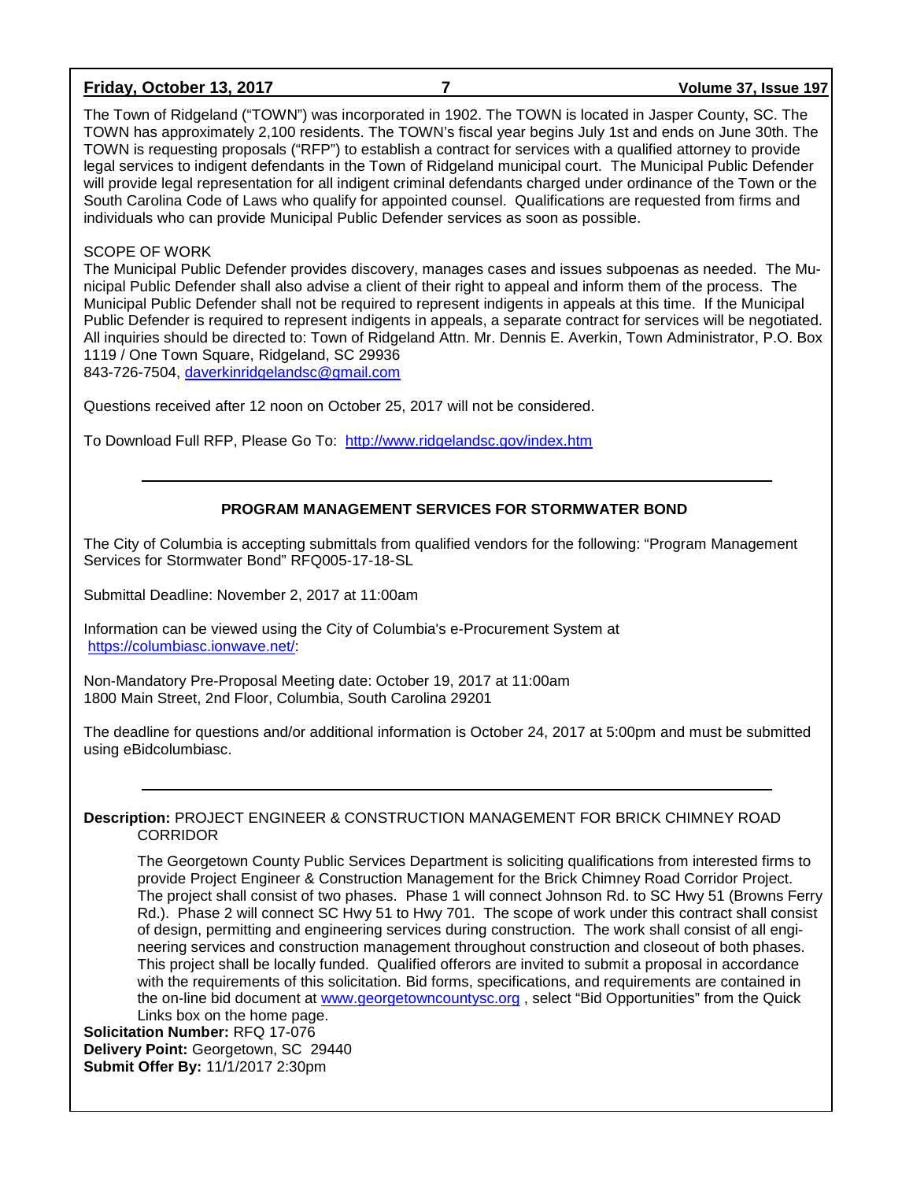The Town of Ridgeland ("TOWN") was incorporated in 1902. The TOWN is located in Jasper County, SC. The TOWN has approximately 2,100 residents. The TOWN's fiscal year begins July 1st and ends on June 30th. The TOWN is requesting proposals ("RFP") to establish a contract for services with a qualified attorney to provide legal services to indigent defendants in the Town of Ridgeland municipal court. The Municipal Public Defender will provide legal representation for all indigent criminal defendants charged under ordinance of the Town or the South Carolina Code of Laws who qualify for appointed counsel. Qualifications are requested from firms and individuals who can provide Municipal Public Defender services as soon as possible.

SCOPE OF WORK

The Municipal Public Defender provides discovery, manages cases and issues subpoenas as needed. The Municipal Public Defender shall also advise a client of their right to appeal and inform them of the process. The Municipal Public Defender shall not be required to represent indigents in appeals at this time. If the Municipal Public Defender is required to represent indigents in appeals, a separate contract for services will be negotiated. All inquiries should be directed to: Town of Ridgeland Attn. Mr. Dennis E. Averkin, Town Administrator, P.O. Box 1119 / One Town Square, Ridgeland, SC 29936
843-726-7504, daverkinridgelandsc@gmail.com

Questions received after 12 noon on October 25, 2017 will not be considered.

To Download Full RFP, Please Go To: http://www.ridgelandsc.gov/index.htm

---

## PROGRAM MANAGEMENT SERVICES FOR STORMWATER BOND

The City of Columbia is accepting submittals from qualified vendors for the following: "Program Management Services for Stormwater Bond" RFQ005-17-18-SL

Submittal Deadline: November 2, 2017 at 11:00am

Information can be viewed using the City of Columbia's e-Procurement System at https://columbiasc.ionwave.net/:

Non-Mandatory Pre-Proposal Meeting date: October 19, 2017 at 11:00am
1800 Main Street, 2nd Floor, Columbia, South Carolina 29201

The deadline for questions and/or additional information is October 24, 2017 at 5:00pm and must be submitted using eBidcolumbiasc.

---

**Description:** PROJECT ENGINEER & CONSTRUCTION MANAGEMENT FOR BRICK CHIMNEY ROAD CORRIDOR

The Georgetown County Public Services Department is soliciting qualifications from interested firms to provide Project Engineer & Construction Management for the Brick Chimney Road Corridor Project. The project shall consist of two phases. Phase 1 will connect Johnson Rd. to SC Hwy 51 (Browns Ferry Rd.). Phase 2 will connect SC Hwy 51 to Hwy 701. The scope of work under this contract shall consist of design, permitting and engineering services during construction. The work shall consist of all engineering services and construction management throughout construction and closeout of both phases. This project shall be locally funded. Qualified offerors are invited to submit a proposal in accordance with the requirements of this solicitation. Bid forms, specifications, and requirements are contained in the on-line bid document at www.georgetowncountysc.org , select "Bid Opportunities" from the Quick Links box on the home page.

**Solicitation Number:** RFQ 17-076
**Delivery Point:** Georgetown, SC 29440
**Submit Offer By:** 11/1/2017 2:30pm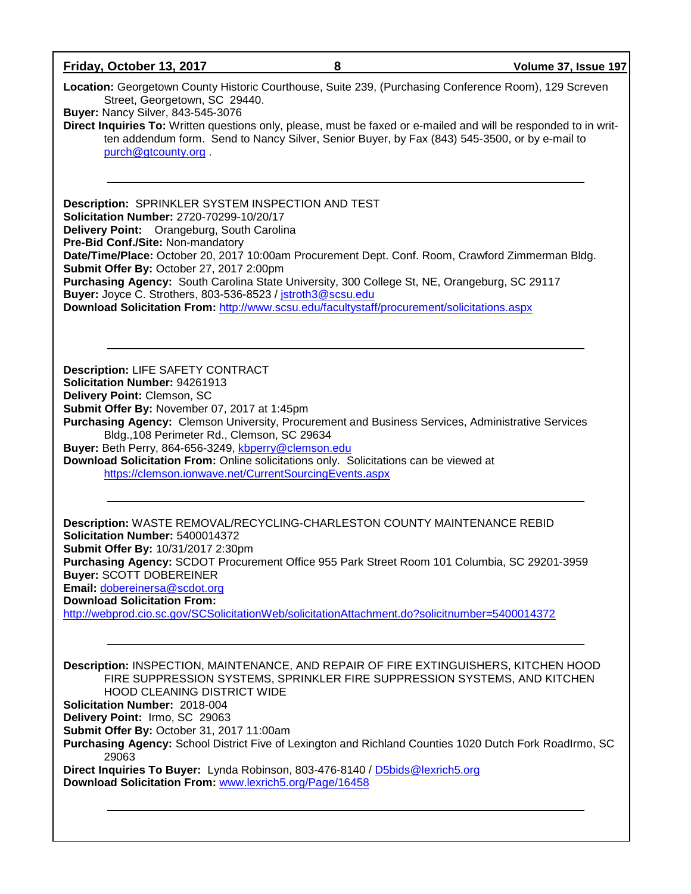**Location:** Georgetown County Historic Courthouse, Suite 239, (Purchasing Conference Room), 129 Screven Street, Georgetown, SC 29440.
**Buyer:** Nancy Silver, 843-545-3076
**Direct Inquiries To:** Written questions only, please, must be faxed or e-mailed and will be responded to in written addendum form. Send to Nancy Silver, Senior Buyer, by Fax (843) 545-3500, or by e-mail to purch@gtcounty.org .

---

**Description:** SPRINKLER SYSTEM INSPECTION AND TEST
**Solicitation Number:** 2720-70299-10/20/17
**Delivery Point:** Orangeburg, South Carolina
**Pre-Bid Conf./Site:** Non-mandatory
**Date/Time/Place:** October 20, 2017 10:00am Procurement Dept. Conf. Room, Crawford Zimmerman Bldg.
**Submit Offer By:** October 27, 2017 2:00pm
**Purchasing Agency:** South Carolina State University, 300 College St, NE, Orangeburg, SC 29117
**Buyer:** Joyce C. Strothers, 803-536-8523 / jstroth3@scsu.edu
**Download Solicitation From:** http://www.scsu.edu/facultystaff/procurement/solicitations.aspx

---

**Description:** LIFE SAFETY CONTRACT
**Solicitation Number:** 94261913
**Delivery Point:** Clemson, SC
**Submit Offer By:** November 07, 2017 at 1:45pm
**Purchasing Agency:** Clemson University, Procurement and Business Services, Administrative Services Bldg.,108 Perimeter Rd., Clemson, SC 29634
**Buyer:** Beth Perry, 864-656-3249, kbperry@clemson.edu
**Download Solicitation From:** Online solicitations only. Solicitations can be viewed at https://clemson.ionwave.net/CurrentSourcingEvents.aspx

---

**Description:** WASTE REMOVAL/RECYCLING-CHARLESTON COUNTY MAINTENANCE REBID
**Solicitation Number:** 5400014372
**Submit Offer By:** 10/31/2017 2:30pm
**Purchasing Agency:** SCDOT Procurement Office 955 Park Street Room 101 Columbia, SC 29201-3959
**Buyer:** SCOTT DOBEREINER
**Email:** dobereinersa@scdot.org
**Download Solicitation From:**
http://webprod.cio.sc.gov/SCSolicitationWeb/solicitationAttachment.do?solicitnumber=5400014372

---

**Description:** INSPECTION, MAINTENANCE, AND REPAIR OF FIRE EXTINGUISHERS, KITCHEN HOOD FIRE SUPPRESSION SYSTEMS, SPRINKLER FIRE SUPPRESSION SYSTEMS, AND KITCHEN HOOD CLEANING DISTRICT WIDE
**Solicitation Number:** 2018-004
**Delivery Point:** Irmo, SC 29063
**Submit Offer By:** October 31, 2017 11:00am
**Purchasing Agency:** School District Five of Lexington and Richland Counties 1020 Dutch Fork RoadIrmo, SC 29063
**Direct Inquiries To Buyer:** Lynda Robinson, 803-476-8140 / D5bids@lexrich5.org
**Download Solicitation From:** www.lexrich5.org/Page/16458

---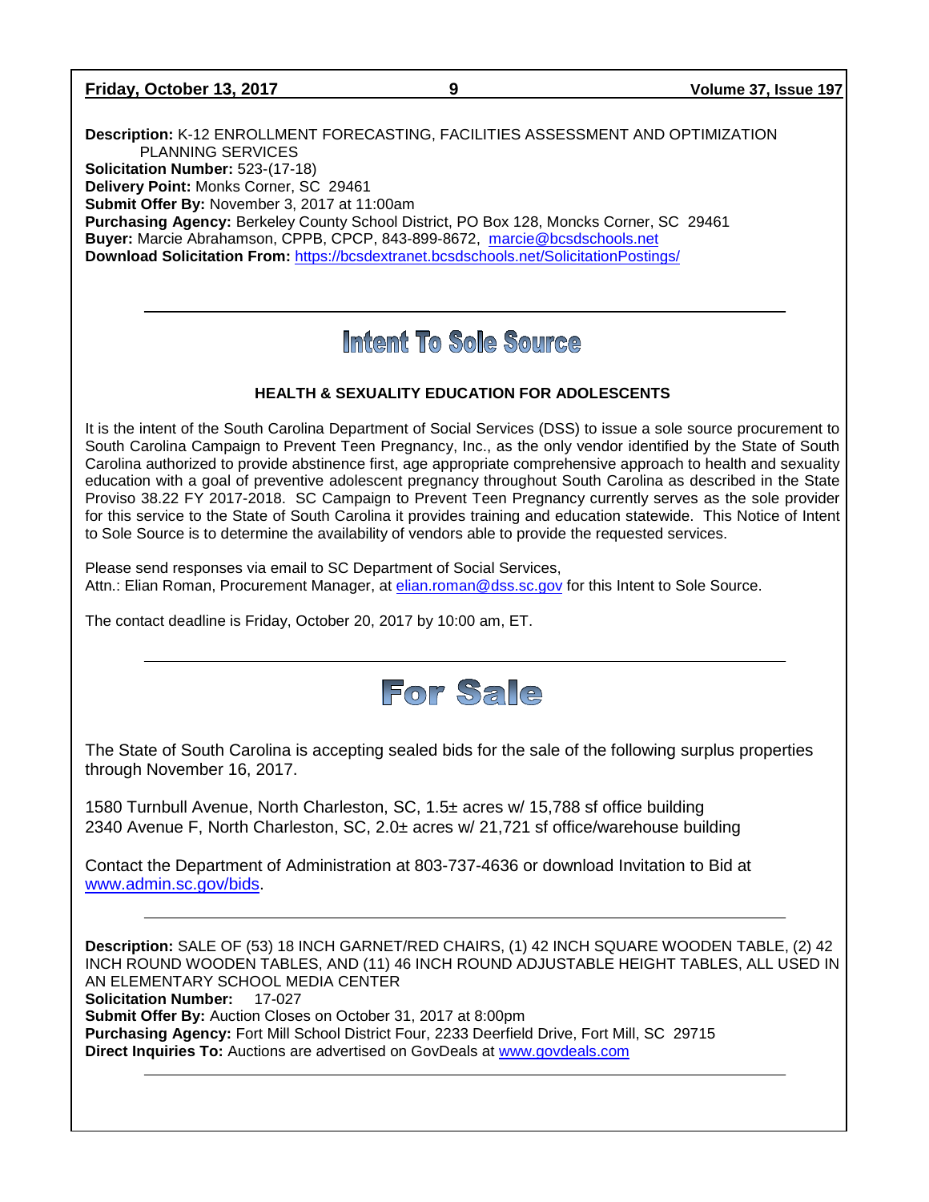**Description:** K-12 ENROLLMENT FORECASTING, FACILITIES ASSESSMENT AND OPTIMIZATION PLANNING SERVICES
**Solicitation Number:** 523-(17-18)
**Delivery Point:** Monks Corner, SC 29461
**Submit Offer By:** November 3, 2017 at 11:00am
**Purchasing Agency:** Berkeley County School District, PO Box 128, Moncks Corner, SC 29461
**Buyer:** Marcie Abrahamson, CPPB, CPCP, 843-899-8672, marcie@bcsdschools.net
**Download Solicitation From:** https://bcsdextranet.bcsdschools.net/SolicitationPostings/

---

# Intent To Sole Source

**HEALTH & SEXUALITY EDUCATION FOR ADOLESCENTS**

It is the intent of the South Carolina Department of Social Services (DSS) to issue a sole source procurement to South Carolina Campaign to Prevent Teen Pregnancy, Inc., as the only vendor identified by the State of South Carolina authorized to provide abstinence first, age appropriate comprehensive approach to health and sexuality education with a goal of preventive adolescent pregnancy throughout South Carolina as described in the State Proviso 38.22 FY 2017-2018. SC Campaign to Prevent Teen Pregnancy currently serves as the sole provider for this service to the State of South Carolina it provides training and education statewide. This Notice of Intent to Sole Source is to determine the availability of vendors able to provide the requested services.

Please send responses via email to SC Department of Social Services,
Attn.: Elian Roman, Procurement Manager, at elian.roman@dss.sc.gov for this Intent to Sole Source.

The contact deadline is Friday, October 20, 2017 by 10:00 am, ET.

---

# For Sale

The State of South Carolina is accepting sealed bids for the sale of the following surplus properties through November 16, 2017.

1580 Turnbull Avenue, North Charleston, SC, 1.5± acres w/ 15,788 sf office building
2340 Avenue F, North Charleston, SC, 2.0± acres w/ 21,721 sf office/warehouse building

Contact the Department of Administration at 803-737-4636 or download Invitation to Bid at www.admin.sc.gov/bids.

---

**Description:** SALE OF (53) 18 INCH GARNET/RED CHAIRS, (1) 42 INCH SQUARE WOODEN TABLE, (2) 42 INCH ROUND WOODEN TABLES, AND (11) 46 INCH ROUND ADJUSTABLE HEIGHT TABLES, ALL USED IN AN ELEMENTARY SCHOOL MEDIA CENTER
**Solicitation Number:** 17-027
**Submit Offer By:** Auction Closes on October 31, 2017 at 8:00pm
**Purchasing Agency:** Fort Mill School District Four, 2233 Deerfield Drive, Fort Mill, SC 29715
**Direct Inquiries To:** Auctions are advertised on GovDeals at www.govdeals.com

---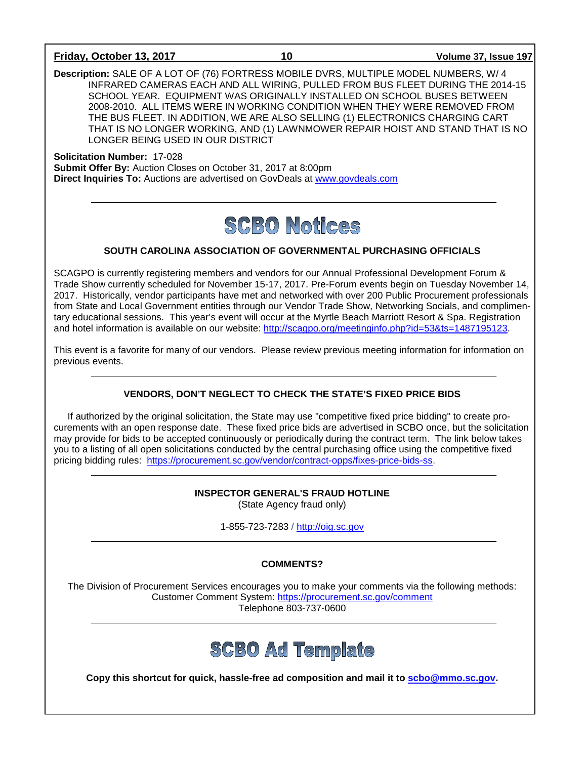**Description:** SALE OF A LOT OF (76) FORTRESS MOBILE DVRS, MULTIPLE MODEL NUMBERS, W/ 4 INFRARED CAMERAS EACH AND ALL WIRING, PULLED FROM BUS FLEET DURING THE 2014-15 SCHOOL YEAR. EQUIPMENT WAS ORIGINALLY INSTALLED ON SCHOOL BUSES BETWEEN 2008-2010. ALL ITEMS WERE IN WORKING CONDITION WHEN THEY WERE REMOVED FROM THE BUS FLEET. IN ADDITION, WE ARE ALSO SELLING (1) ELECTRONICS CHARGING CART THAT IS NO LONGER WORKING, AND (1) LAWNMOWER REPAIR HOIST AND STAND THAT IS NO LONGER BEING USED IN OUR DISTRICT

**Solicitation Number:** 17-028
**Submit Offer By:** Auction Closes on October 31, 2017 at 8:00pm
**Direct Inquiries To:** Auctions are advertised on GovDeals at www.govdeals.com

---

# SCBO Notices

### SOUTH CAROLINA ASSOCIATION OF GOVERNMENTAL PURCHASING OFFICIALS

SCAGPO is currently registering members and vendors for our Annual Professional Development Forum & Trade Show currently scheduled for November 15-17, 2017. Pre-Forum events begin on Tuesday November 14, 2017. Historically, vendor participants have met and networked with over 200 Public Procurement professionals from State and Local Government entities through our Vendor Trade Show, Networking Socials, and complimentary educational sessions. This year's event will occur at the Myrtle Beach Marriott Resort & Spa. Registration and hotel information is available on our website: http://scagpo.org/meetinginfo.php?id=53&ts=1487195123.

This event is a favorite for many of our vendors. Please review previous meeting information for information on previous events.

---

### VENDORS, DON'T NEGLECT TO CHECK THE STATE'S FIXED PRICE BIDS

If authorized by the original solicitation, the State may use "competitive fixed price bidding" to create procurements with an open response date. These fixed price bids are advertised in SCBO once, but the solicitation may provide for bids to be accepted continuously or periodically during the contract term. The link below takes you to a listing of all open solicitations conducted by the central purchasing office using the competitive fixed pricing bidding rules: https://procurement.sc.gov/vendor/contract-opps/fixes-price-bids-ss.

---

### INSPECTOR GENERAL'S FRAUD HOTLINE

(State Agency fraud only)

1-855-723-7283 / http://oig.sc.gov

---

### COMMENTS?

The Division of Procurement Services encourages you to make your comments via the following methods:
Customer Comment System: https://procurement.sc.gov/comment
Telephone 803-737-0600

---

# SCBO Ad Template

**Copy this shortcut for quick, hassle-free ad composition and mail it to scbo@mmo.sc.gov.**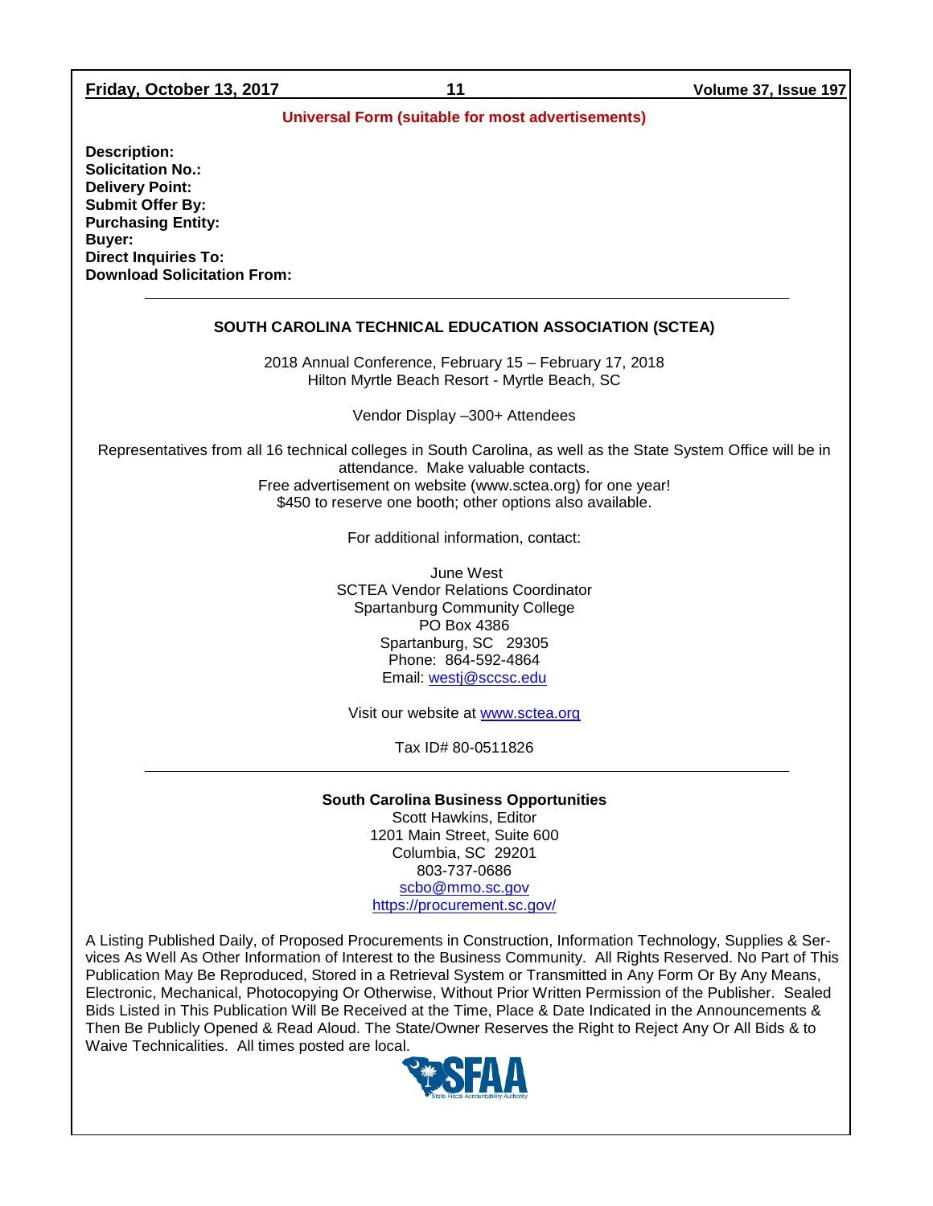**Universal Form (suitable for most advertisements)**

**Description:**
**Solicitation No.:**
**Delivery Point:**
**Submit Offer By:**
**Purchasing Entity:**
**Buyer:**
**Direct Inquiries To:**
**Download Solicitation From:**

---

## SOUTH CAROLINA TECHNICAL EDUCATION ASSOCIATION (SCTEA)

2018 Annual Conference, February 15 – February 17, 2018
Hilton Myrtle Beach Resort - Myrtle Beach, SC

Vendor Display –300+ Attendees

Representatives from all 16 technical colleges in South Carolina, as well as the State System Office will be in attendance. Make valuable contacts.
Free advertisement on website (www.sctea.org) for one year!
$450 to reserve one booth; other options also available.

For additional information, contact:

June West
SCTEA Vendor Relations Coordinator
Spartanburg Community College
PO Box 4386
Spartanburg, SC 29305
Phone: 864-592-4864
Email: westj@sccsc.edu

Visit our website at www.sctea.org

Tax ID# 80-0511826

---

**South Carolina Business Opportunities**
Scott Hawkins, Editor
1201 Main Street, Suite 600
Columbia, SC 29201
803-737-0686
scbo@mmo.sc.gov
https://procurement.sc.gov/

A Listing Published Daily, of Proposed Procurements in Construction, Information Technology, Supplies & Services As Well As Other Information of Interest to the Business Community. All Rights Reserved. No Part of This Publication May Be Reproduced, Stored in a Retrieval System or Transmitted in Any Form Or By Any Means, Electronic, Mechanical, Photocopying Or Otherwise, Without Prior Written Permission of the Publisher. Sealed Bids Listed in This Publication Will Be Received at the Time, Place & Date Indicated in the Announcements & Then Be Publicly Opened & Read Aloud. The State/Owner Reserves the Right to Reject Any Or All Bids & to Waive Technicalities. All times posted are local.

SFAA
State Fiscal Accountability Authority